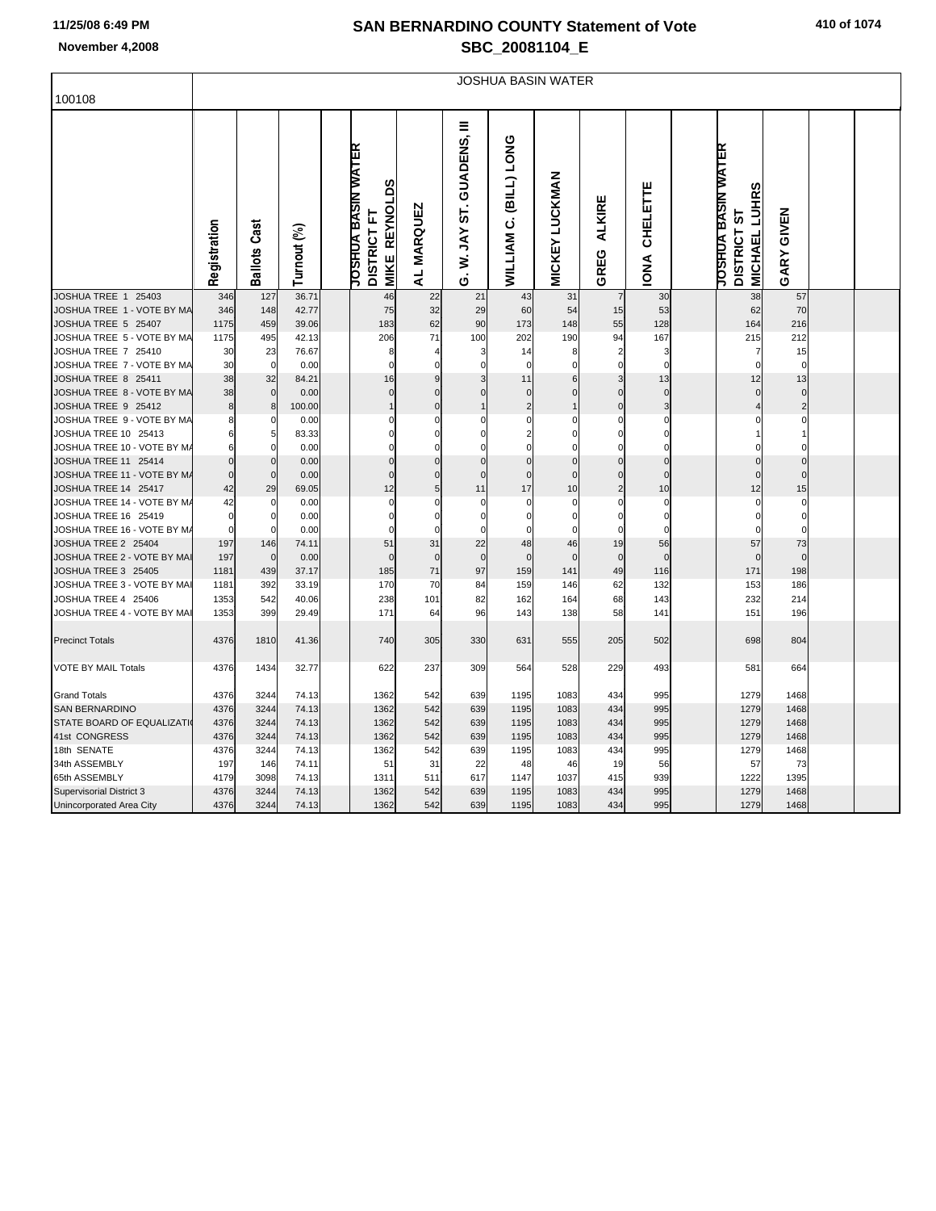# SAN BERNARDINO COUNTY Statement of Vote

## SBC_20081104_E

November 4,2008

| 100108 | JOSHUA BASIN WATER | | | | | | | | | | | | | | | | |
|---|---|---|---|---|---|---|---|---|---|---|---|---|---|---|---|---|---|
| | Registration | Ballots Cast | Turnout (%) | | JOSHUA BASIN WATER DISTRICT FT MIKE REYNOLDS | AL MARQUEZ | G. W. JAY ST. GUADENS, III | WILLIAM C. (BILL) LONG | MICKEY LUCKMAN | GREG ALKIRE | IONA CHELETTE | | JOSHUA BASIN WATER DISTRICT ST MICHAEL LUHRS | GARY GIVEN | | |
| JOSHUA TREE 1 25403 | 346 | 127 | 36.71 | | 46 | 22 | 21 | 43 | 31 | 7 | 30 | | 38 | 57 | | |
| JOSHUA TREE 1 - VOTE BY MA | 346 | 148 | 42.77 | | 75 | 32 | 29 | 60 | 54 | 15 | 53 | | 62 | 70 | | |
| JOSHUA TREE 5 25407 | 1175 | 459 | 39.06 | | 183 | 62 | 90 | 173 | 148 | 55 | 128 | | 164 | 216 | | |
| JOSHUA TREE 5 - VOTE BY MA | 1175 | 495 | 42.13 | | 206 | 71 | 100 | 202 | 190 | 94 | 167 | | 215 | 212 | | |
| JOSHUA TREE 7 25410 | 30 | 23 | 76.67 | | 8 | 4 | 3 | 14 | 8 | 2 | 3 | | 7 | 15 | | |
| JOSHUA TREE 7 - VOTE BY MA | 30 | 0 | 0.00 | | 0 | 0 | 0 | 0 | 0 | 0 | 0 | | 0 | 0 | | |
| JOSHUA TREE 8 25411 | 38 | 32 | 84.21 | | 16 | 9 | 3 | 11 | 6 | 3 | 13 | | 12 | 13 | | |
| JOSHUA TREE 8 - VOTE BY MA | 38 | 0 | 0.00 | | 0 | 0 | 0 | 0 | 0 | 0 | 0 | | 0 | 0 | | |
| JOSHUA TREE 9 25412 | 8 | 8 | 100.00 | | 1 | 0 | 1 | 2 | 1 | 0 | 3 | | 4 | 2 | | |
| JOSHUA TREE 9 - VOTE BY MA | 8 | 0 | 0.00 | | 0 | 0 | 0 | 0 | 0 | 0 | 0 | | 0 | 0 | | |
| JOSHUA TREE 10 25413 | 6 | 5 | 83.33 | | 0 | 0 | 0 | 2 | 0 | 0 | 0 | | 1 | 1 | | |
| JOSHUA TREE 10 - VOTE BY MA | 6 | 0 | 0.00 | | 0 | 0 | 0 | 0 | 0 | 0 | 0 | | 0 | 0 | | |
| JOSHUA TREE 11 25414 | 0 | 0 | 0.00 | | 0 | 0 | 0 | 0 | 0 | 0 | 0 | | 0 | 0 | | |
| JOSHUA TREE 11 - VOTE BY MA | 0 | 0 | 0.00 | | 0 | 0 | 0 | 0 | 0 | 0 | 0 | | 0 | 0 | | |
| JOSHUA TREE 14 25417 | 42 | 29 | 69.05 | | 12 | 5 | 11 | 17 | 10 | 2 | 10 | | 12 | 15 | | |
| JOSHUA TREE 14 - VOTE BY MA | 42 | 0 | 0.00 | | 0 | 0 | 0 | 0 | 0 | 0 | 0 | | 0 | 0 | | |
| JOSHUA TREE 16 25419 | 0 | 0 | 0.00 | | 0 | 0 | 0 | 0 | 0 | 0 | 0 | | 0 | 0 | | |
| JOSHUA TREE 16 - VOTE BY MA | 0 | 0 | 0.00 | | 0 | 0 | 0 | 0 | 0 | 0 | 0 | | 0 | 0 | | |
| JOSHUA TREE 2 25404 | 197 | 146 | 74.11 | | 51 | 31 | 22 | 48 | 46 | 19 | 56 | | 57 | 73 | | |
| JOSHUA TREE 2 - VOTE BY MAI | 197 | 0 | 0.00 | | 0 | 0 | 0 | 0 | 0 | 0 | 0 | | 0 | 0 | | |
| JOSHUA TREE 3 25405 | 1181 | 439 | 37.17 | | 185 | 71 | 97 | 159 | 141 | 49 | 116 | | 171 | 198 | | |
| JOSHUA TREE 3 - VOTE BY MAI | 1181 | 392 | 33.19 | | 170 | 70 | 84 | 159 | 146 | 62 | 132 | | 153 | 186 | | |
| JOSHUA TREE 4 25406 | 1353 | 542 | 40.06 | | 238 | 101 | 82 | 162 | 164 | 68 | 143 | | 232 | 214 | | |
| JOSHUA TREE 4 - VOTE BY MAI | 1353 | 399 | 29.49 | | 171 | 64 | 96 | 143 | 138 | 58 | 141 | | 151 | 196 | | |
| Precinct Totals | 4376 | 1810 | 41.36 | | 740 | 305 | 330 | 631 | 555 | 205 | 502 | | 698 | 804 | | |
| VOTE BY MAIL Totals | 4376 | 1434 | 32.77 | | 622 | 237 | 309 | 564 | 528 | 229 | 493 | | 581 | 664 | | |
| Grand Totals | 4376 | 3244 | 74.13 | | 1362 | 542 | 639 | 1195 | 1083 | 434 | 995 | | 1279 | 1468 | | |
| SAN BERNARDINO | 4376 | 3244 | 74.13 | | 1362 | 542 | 639 | 1195 | 1083 | 434 | 995 | | 1279 | 1468 | | |
| STATE BOARD OF EQUALIZATI | 4376 | 3244 | 74.13 | | 1362 | 542 | 639 | 1195 | 1083 | 434 | 995 | | 1279 | 1468 | | |
| 41st CONGRESS | 4376 | 3244 | 74.13 | | 1362 | 542 | 639 | 1195 | 1083 | 434 | 995 | | 1279 | 1468 | | |
| 18th SENATE | 4376 | 3244 | 74.13 | | 1362 | 542 | 639 | 1195 | 1083 | 434 | 995 | | 1279 | 1468 | | |
| 34th ASSEMBLY | 197 | 146 | 74.11 | | 51 | 31 | 22 | 48 | 46 | 19 | 56 | | 57 | 73 | | |
| 65th ASSEMBLY | 4179 | 3098 | 74.13 | | 1311 | 511 | 617 | 1147 | 1037 | 415 | 939 | | 1222 | 1395 | | |
| Supervisorial District 3 | 4376 | 3244 | 74.13 | | 1362 | 542 | 639 | 1195 | 1083 | 434 | 995 | | 1279 | 1468 | | |
| Unincorporated Area City | 4376 | 3244 | 74.13 | | 1362 | 542 | 639 | 1195 | 1083 | 434 | 995 | | 1279 | 1468 | | |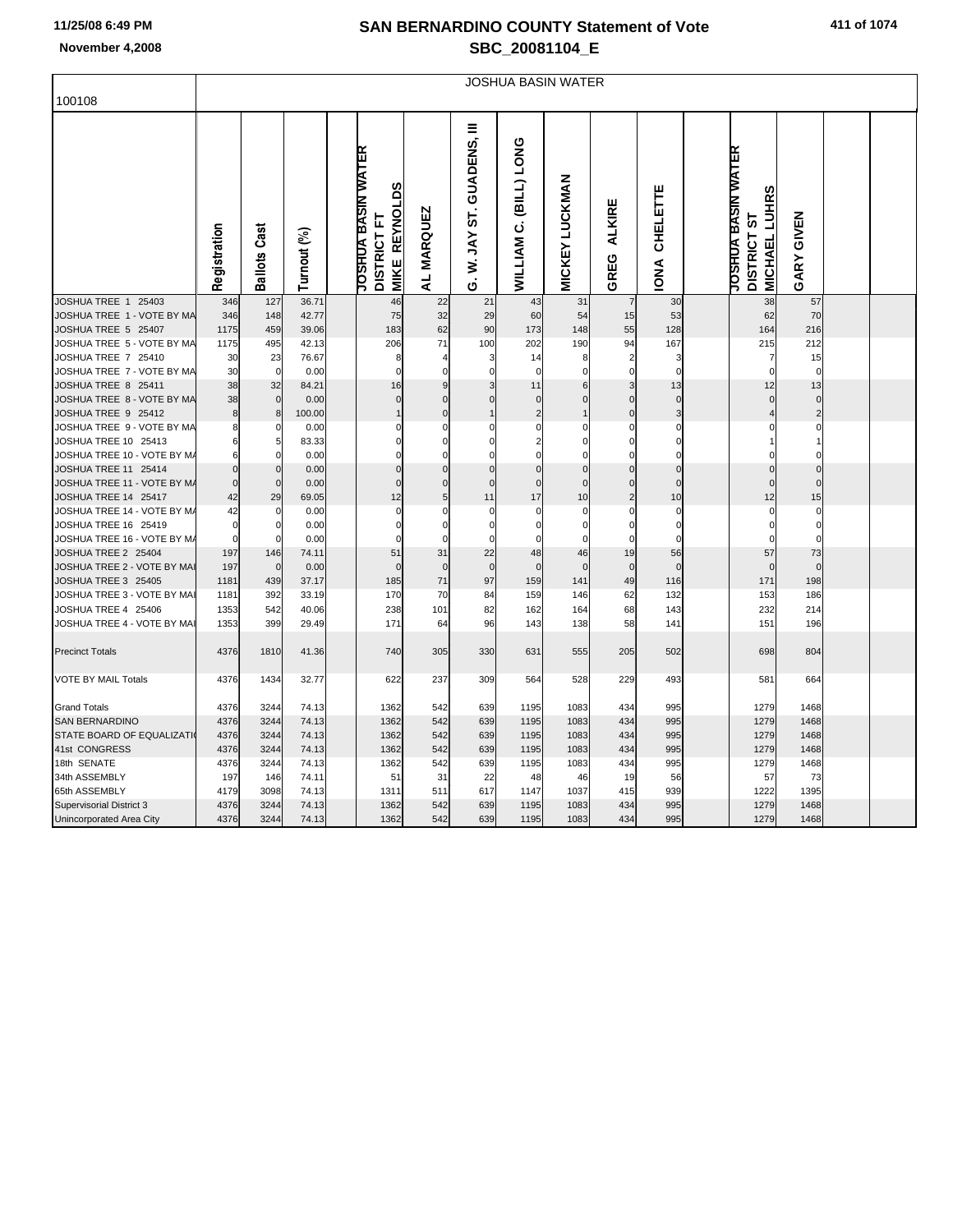# SAN BERNARDINO COUNTY Statement of Vote

## SBC_20081104_E

11/25/08 6:49 PM

November 4,2008

| 100108 | JOSHUA BASIN WATER | | | | | | | | | | | | | | | |
|---|---|---|---|---|---|---|---|---|---|---|---|---|---|---|---|---|
| | Registration | Ballots Cast | Turnout (%) | | JOSHUA BASIN WATER DISTRICT FT MIKE REYNOLDS | AL MARQUEZ | G. W. JAY ST. GUADENS, III | WILLIAM C. (BILL) LONG | MICKEY LUCKMAN | GREG ALKIRE | IONA CHELETTE | | JOSHUA BASIN WATER DISTRICT ST MICHAEL LUHRS | GARY GIVEN | | |
| JOSHUA TREE 1 25403 | 346 | 127 | 36.71 | | 46 | 22 | 21 | 43 | 31 | 7 | 30 | | 38 | 57 | | |
| JOSHUA TREE 1 - VOTE BY MA | 346 | 148 | 42.77 | | 75 | 32 | 29 | 60 | 54 | 15 | 53 | | 62 | 70 | | |
| JOSHUA TREE 5 25407 | 1175 | 459 | 39.06 | | 183 | 62 | 90 | 173 | 148 | 55 | 128 | | 164 | 216 | | |
| JOSHUA TREE 5 - VOTE BY MA | 1175 | 495 | 42.13 | | 206 | 71 | 100 | 202 | 190 | 94 | 167 | | 215 | 212 | | |
| JOSHUA TREE 7 25410 | 30 | 23 | 76.67 | | 8 | 4 | 3 | 14 | 8 | 2 | 3 | | 7 | 15 | | |
| JOSHUA TREE 7 - VOTE BY MA | 30 | 0 | 0.00 | | 0 | 0 | 0 | 0 | 0 | 0 | 0 | | 0 | 0 | | |
| JOSHUA TREE 8 25411 | 38 | 32 | 84.21 | | 16 | 9 | 3 | 11 | 6 | 3 | 13 | | 12 | 13 | | |
| JOSHUA TREE 8 - VOTE BY MA | 38 | 0 | 0.00 | | 0 | 0 | 0 | 0 | 0 | 0 | 0 | | 0 | 0 | | |
| JOSHUA TREE 9 25412 | 8 | 8 | 100.00 | | 1 | 0 | 1 | 2 | 1 | 0 | 3 | | 4 | 2 | | |
| JOSHUA TREE 9 - VOTE BY MA | 8 | 0 | 0.00 | | 0 | 0 | 0 | 0 | 0 | 0 | 0 | | 0 | 0 | | |
| JOSHUA TREE 10 25413 | 6 | 5 | 83.33 | | 0 | 0 | 0 | 2 | 0 | 0 | 0 | | 1 | 1 | | |
| JOSHUA TREE 10 - VOTE BY MA | 6 | 0 | 0.00 | | 0 | 0 | 0 | 0 | 0 | 0 | 0 | | 0 | 0 | | |
| JOSHUA TREE 11 25414 | 0 | 0 | 0.00 | | 0 | 0 | 0 | 0 | 0 | 0 | 0 | | 0 | 0 | | |
| JOSHUA TREE 11 - VOTE BY MA | 0 | 0 | 0.00 | | 0 | 0 | 0 | 0 | 0 | 0 | 0 | | 0 | 0 | | |
| JOSHUA TREE 14 25417 | 42 | 29 | 69.05 | | 12 | 5 | 11 | 17 | 10 | 2 | 10 | | 12 | 15 | | |
| JOSHUA TREE 14 - VOTE BY MA | 42 | 0 | 0.00 | | 0 | 0 | 0 | 0 | 0 | 0 | 0 | | 0 | 0 | | |
| JOSHUA TREE 16 25419 | 0 | 0 | 0.00 | | 0 | 0 | 0 | 0 | 0 | 0 | 0 | | 0 | 0 | | |
| JOSHUA TREE 16 - VOTE BY MA | 0 | 0 | 0.00 | | 0 | 0 | 0 | 0 | 0 | 0 | 0 | | 0 | 0 | | |
| JOSHUA TREE 2 25404 | 197 | 146 | 74.11 | | 51 | 31 | 22 | 48 | 46 | 19 | 56 | | 57 | 73 | | |
| JOSHUA TREE 2 - VOTE BY MAI | 197 | 0 | 0.00 | | 0 | 0 | 0 | 0 | 0 | 0 | 0 | | 0 | 0 | | |
| JOSHUA TREE 3 25405 | 1181 | 439 | 37.17 | | 185 | 71 | 97 | 159 | 141 | 49 | 116 | | 171 | 198 | | |
| JOSHUA TREE 3 - VOTE BY MAI | 1181 | 392 | 33.19 | | 170 | 70 | 84 | 159 | 146 | 62 | 132 | | 153 | 186 | | |
| JOSHUA TREE 4 25406 | 1353 | 542 | 40.06 | | 238 | 101 | 82 | 162 | 164 | 68 | 143 | | 232 | 214 | | |
| JOSHUA TREE 4 - VOTE BY MAI | 1353 | 399 | 29.49 | | 171 | 64 | 96 | 143 | 138 | 58 | 141 | | 151 | 196 | | |
| Precinct Totals | 4376 | 1810 | 41.36 | | 740 | 305 | 330 | 631 | 555 | 205 | 502 | | 698 | 804 | | |
| VOTE BY MAIL Totals | 4376 | 1434 | 32.77 | | 622 | 237 | 309 | 564 | 528 | 229 | 493 | | 581 | 664 | | |
| Grand Totals | 4376 | 3244 | 74.13 | | 1362 | 542 | 639 | 1195 | 1083 | 434 | 995 | | 1279 | 1468 | | |
| SAN BERNARDINO | 4376 | 3244 | 74.13 | | 1362 | 542 | 639 | 1195 | 1083 | 434 | 995 | | 1279 | 1468 | | |
| STATE BOARD OF EQUALIZATI | 4376 | 3244 | 74.13 | | 1362 | 542 | 639 | 1195 | 1083 | 434 | 995 | | 1279 | 1468 | | |
| 41st CONGRESS | 4376 | 3244 | 74.13 | | 1362 | 542 | 639 | 1195 | 1083 | 434 | 995 | | 1279 | 1468 | | |
| 18th SENATE | 4376 | 3244 | 74.13 | | 1362 | 542 | 639 | 1195 | 1083 | 434 | 995 | | 1279 | 1468 | | |
| 34th ASSEMBLY | 197 | 146 | 74.11 | | 51 | 31 | 22 | 48 | 46 | 19 | 56 | | 57 | 73 | | |
| 65th ASSEMBLY | 4179 | 3098 | 74.13 | | 1311 | 511 | 617 | 1147 | 1037 | 415 | 939 | | 1222 | 1395 | | |
| Supervisorial District 3 | 4376 | 3244 | 74.13 | | 1362 | 542 | 639 | 1195 | 1083 | 434 | 995 | | 1279 | 1468 | | |
| Unincorporated Area City | 4376 | 3244 | 74.13 | | 1362 | 542 | 639 | 1195 | 1083 | 434 | 995 | | 1279 | 1468 | | |